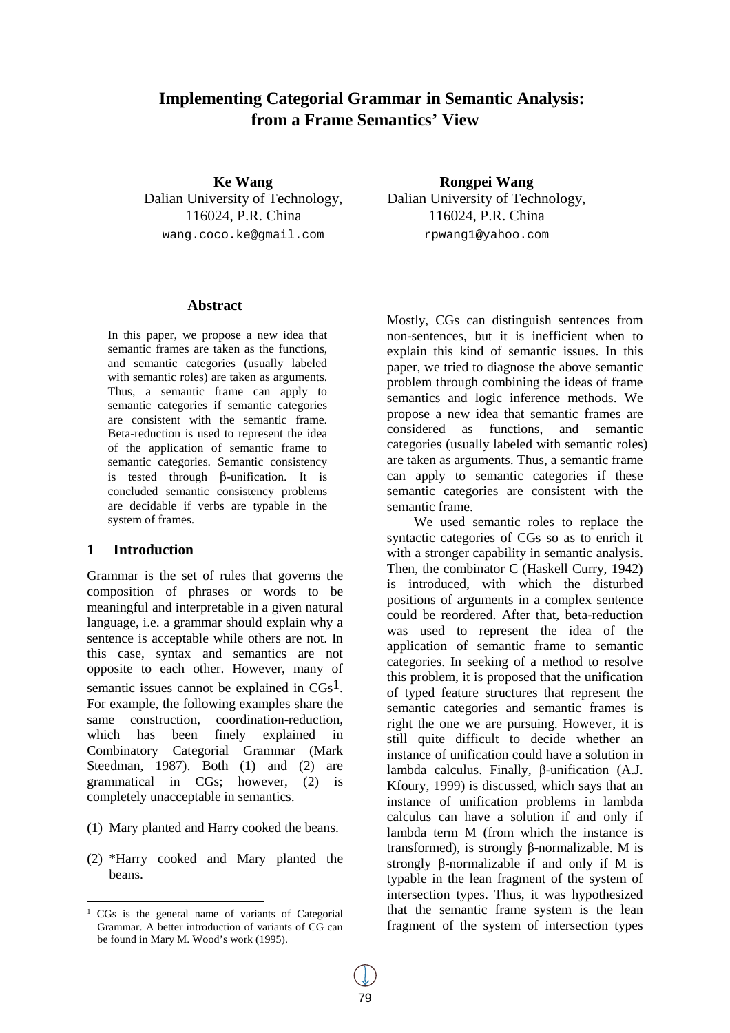# Implementing Categorial Grammar in Semantic Analysis: from a Frame Semantics' View

**Ke Wang**
Dalian University of Technology,
116024, P.R. China
wang.coco.ke@gmail.com

**Rongpei Wang**
Dalian University of Technology,
116024, P.R. China
rpwang1@yahoo.com

## Abstract

In this paper, we propose a new idea that semantic frames are taken as the functions, and semantic categories (usually labeled with semantic roles) are taken as arguments. Thus, a semantic frame can apply to semantic categories if semantic categories are consistent with the semantic frame. Beta-reduction is used to represent the idea of the application of semantic frame to semantic categories. Semantic consistency is tested through β-unification. It is concluded semantic consistency problems are decidable if verbs are typable in the system of frames.

## 1 Introduction

Grammar is the set of rules that governs the composition of phrases or words to be meaningful and interpretable in a given natural language, i.e. a grammar should explain why a sentence is acceptable while others are not. In this case, syntax and semantics are not opposite to each other. However, many of semantic issues cannot be explained in CGs[1]. For example, the following examples share the same construction, coordination-reduction, which has been finely explained in Combinatory Categorial Grammar (Mark Steedman, 1987). Both (1) and (2) are grammatical in CGs; however, (2) is completely unacceptable in semantics.

(1) Mary planted and Harry cooked the beans.

(2) *Harry cooked and Mary planted the beans.

Mostly, CGs can distinguish sentences from non-sentences, but it is inefficient when to explain this kind of semantic issues. In this paper, we tried to diagnose the above semantic problem through combining the ideas of frame semantics and logic inference methods. We propose a new idea that semantic frames are considered as functions, and semantic categories (usually labeled with semantic roles) are taken as arguments. Thus, a semantic frame can apply to semantic categories if these semantic categories are consistent with the semantic frame.

We used semantic roles to replace the syntactic categories of CGs so as to enrich it with a stronger capability in semantic analysis. Then, the combinator C (Haskell Curry, 1942) is introduced, with which the disturbed positions of arguments in a complex sentence could be reordered. After that, beta-reduction was used to represent the idea of the application of semantic frame to semantic categories. In seeking of a method to resolve this problem, it is proposed that the unification of typed feature structures that represent the semantic categories and semantic frames is right the one we are pursuing. However, it is still quite difficult to decide whether an instance of unification could have a solution in lambda calculus. Finally, β-unification (A.J. Kfoury, 1999) is discussed, which says that an instance of unification problems in lambda calculus can have a solution if and only if lambda term M (from which the instance is transformed), is strongly β-normalizable. M is strongly β-normalizable if and only if M is typable in the lean fragment of the system of intersection types. Thus, it was hypothesized that the semantic frame system is the lean fragment of the system of intersection types

[1] CGs is the general name of variants of Categorial Grammar. A better introduction of variants of CG can be found in Mary M. Wood's work (1995).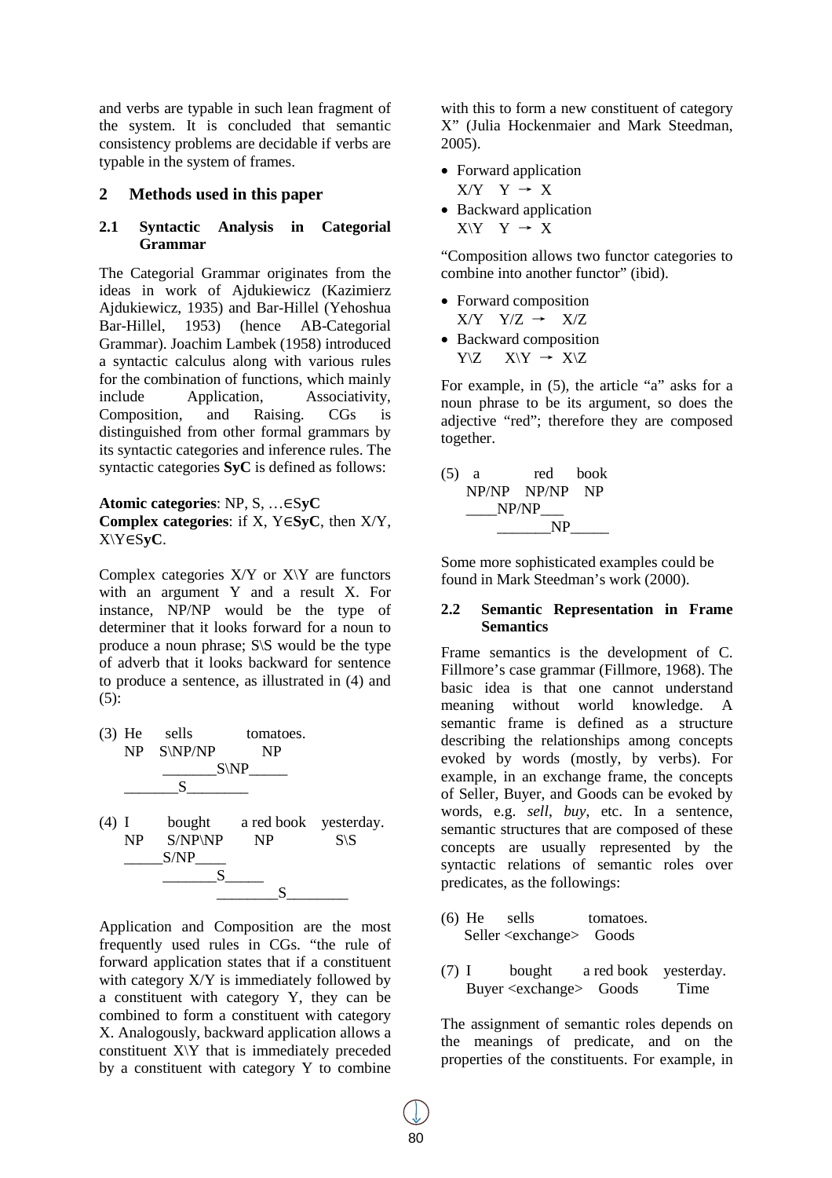and verbs are typable in such lean fragment of the system. It is concluded that semantic consistency problems are decidable if verbs are typable in the system of frames.

## 2 Methods used in this paper

### 2.1 Syntactic Analysis in Categorial Grammar

The Categorial Grammar originates from the ideas in work of Ajdukiewicz (Kazimierz Ajdukiewicz, 1935) and Bar-Hillel (Yehoshua Bar-Hillel, 1953) (hence AB-Categorial Grammar). Joachim Lambek (1958) introduced a syntactic calculus along with various rules for the combination of functions, which mainly include Application, Associativity, Composition, and Raising. CGs is distinguished from other formal grammars by its syntactic categories and inference rules. The syntactic categories **SyC** is defined as follows:

**Atomic categories**: NP, S, …∈S**yC**
**Complex categories**: if X, Y∈**SyC**, then X/Y, X\Y∈S**yC**.

Complex categories X/Y or X\Y are functors with an argument Y and a result X. For instance, NP/NP would be the type of determiner that it looks forward for a noun to produce a noun phrase; S\S would be the type of adverb that it looks backward for sentence to produce a sentence, as illustrated in (4) and (5):

```
(3) He    sells        tomatoes.
    NP   S\NP/NP        NP
          _______S\NP_____
    _______S________

(4) I      bought    a red book   yesterday.
    NP    S/NP\NP      NP            S\S
    _____S/NP____
          _______S_____
                  ________S________
```

Application and Composition are the most frequently used rules in CGs. "the rule of forward application states that if a constituent with category X/Y is immediately followed by a constituent with category Y, they can be combined to form a constituent with category X. Analogously, backward application allows a constituent X\Y that is immediately preceded by a constituent with category Y to combine with this to form a new constituent of category X" (Julia Hockenmaier and Mark Steedman, 2005).

- Forward application
  X/Y  Y → X
- Backward application
  X\Y  Y → X

"Composition allows two functor categories to combine into another functor" (ibid).

- Forward composition
  X/Y  Y/Z → X/Z
- Backward composition
  Y\Z  X\Y → X\Z

For example, in (5), the article "a" asks for a noun phrase to be its argument, so does the adjective "red"; therefore they are composed together.

```
(5)  a        red     book
    NP/NP   NP/NP    NP
    ____NP/NP___
         _______NP_____
```

Some more sophisticated examples could be found in Mark Steedman's work (2000).

### 2.2 Semantic Representation in Frame Semantics

Frame semantics is the development of C. Fillmore's case grammar (Fillmore, 1968). The basic idea is that one cannot understand meaning without world knowledge. A semantic frame is defined as a structure describing the relationships among concepts evoked by words (mostly, by verbs). For example, in an exchange frame, the concepts of Seller, Buyer, and Goods can be evoked by words, e.g. *sell*, *buy*, etc. In a sentence, semantic structures that are composed of these concepts are usually represented by the syntactic relations of semantic roles over predicates, as the followings:

```
(6) He     sells          tomatoes.
   Seller <exchange>    Goods

(7) I       bought      a red book   yesterday.
   Buyer <exchange>    Goods        Time
```

The assignment of semantic roles depends on the meanings of predicate, and on the properties of the constituents. For example, in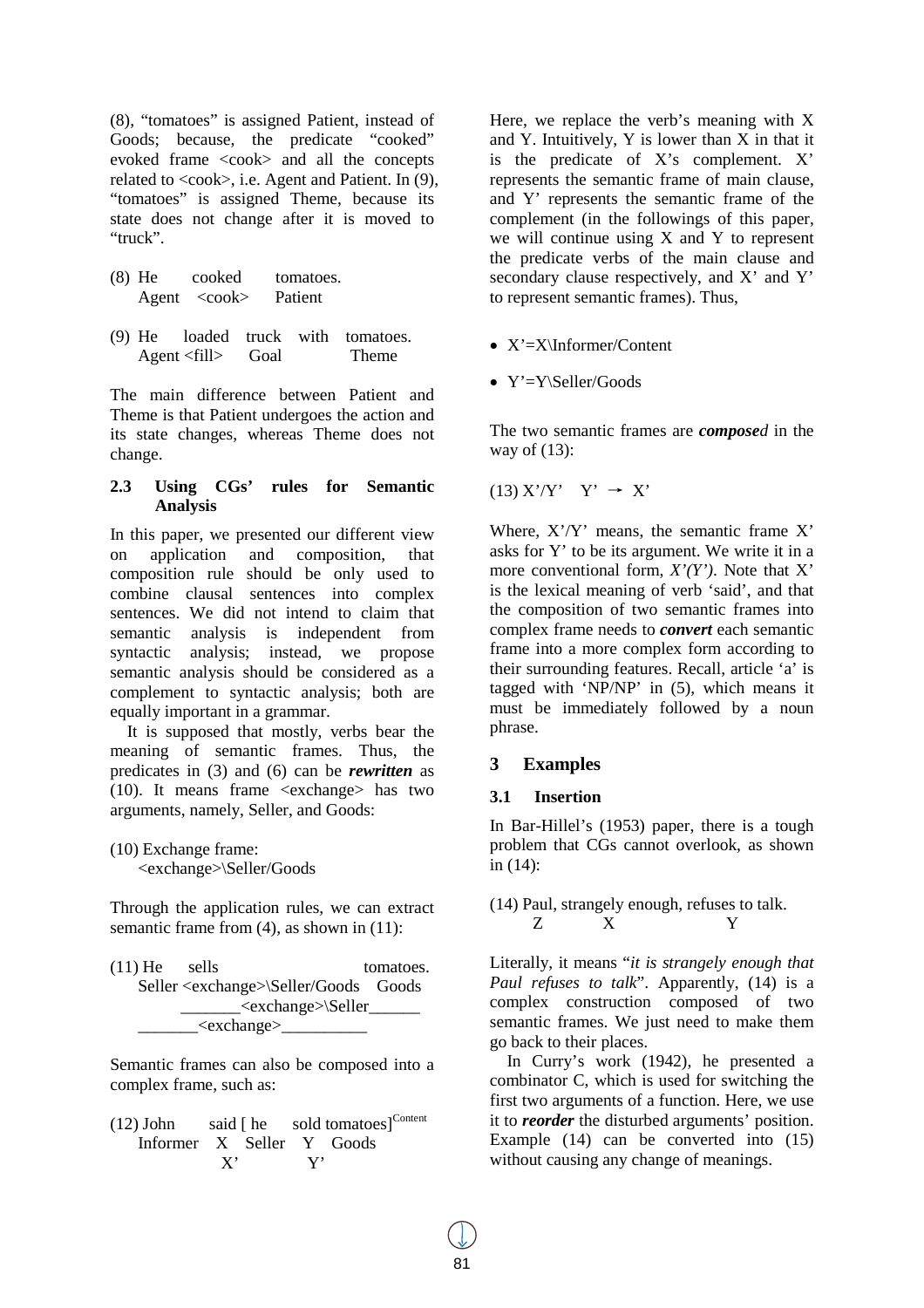(8), “tomatoes” is assigned Patient, instead of Goods; because, the predicate “cooked” evoked frame <cook> and all the concepts related to <cook>, i.e. Agent and Patient. In (9), “tomatoes” is assigned Theme, because its state does not change after it is moved to “truck”.

(8) He cooked tomatoes.
Agent <cook> Patient

(9) He loaded truck with tomatoes.
Agent <fill> Goal Theme

The main difference between Patient and Theme is that Patient undergoes the action and its state changes, whereas Theme does not change.

### 2.3 Using CGs’ rules for Semantic Analysis

In this paper, we presented our different view on application and composition, that composition rule should be only used to combine clausal sentences into complex sentences. We did not intend to claim that semantic analysis is independent from syntactic analysis; instead, we propose semantic analysis should be considered as a complement to syntactic analysis; both are equally important in a grammar.

It is supposed that mostly, verbs bear the meaning of semantic frames. Thus, the predicates in (3) and (6) can be ***rewritten*** as (10). It means frame <exchange> has two arguments, namely, Seller, and Goods:

(10) Exchange frame:
<exchange>\Seller/Goods

Through the application rules, we can extract semantic frame from (4), as shown in (11):

(11) He sells tomatoes.
Seller <exchange>\Seller/Goods Goods
_______<exchange>\Seller______
_______<exchange>__________

Semantic frames can also be composed into a complex frame, such as:

(12) John said [ he sold tomatoes][Content]
Informer X Seller Y Goods
X’ Y’

Here, we replace the verb’s meaning with X and Y. Intuitively, Y is lower than X in that it is the predicate of X’s complement. X’ represents the semantic frame of main clause, and Y’ represents the semantic frame of the complement (in the followings of this paper, we will continue using X and Y to represent the predicate verbs of the main clause and secondary clause respectively, and X’ and Y’ to represent semantic frames). Thus,

- X’=X\Informer/Content
- Y’=Y\Seller/Goods

The two semantic frames are ***compose****d* in the way of (13):

(13) X’/Y’ Y’ → X’

Where, X’/Y’ means, the semantic frame X’ asks for Y’ to be its argument. We write it in a more conventional form, *X’(Y’)*. Note that X’ is the lexical meaning of verb ‘said’, and that the composition of two semantic frames into complex frame needs to ***convert*** each semantic frame into a more complex form according to their surrounding features. Recall, article ‘a’ is tagged with ‘NP/NP’ in (5), which means it must be immediately followed by a noun phrase.

## 3 Examples

### 3.1 Insertion

In Bar-Hillel’s (1953) paper, there is a tough problem that CGs cannot overlook, as shown in (14):

(14) Paul, strangely enough, refuses to talk.
Z X Y

Literally, it means “*it is strangely enough that Paul refuses to talk*”. Apparently, (14) is a complex construction composed of two semantic frames. We just need to make them go back to their places.

In Curry’s work (1942), he presented a combinator C, which is used for switching the first two arguments of a function. Here, we use it to ***reorder*** the disturbed arguments’ position. Example (14) can be converted into (15) without causing any change of meanings.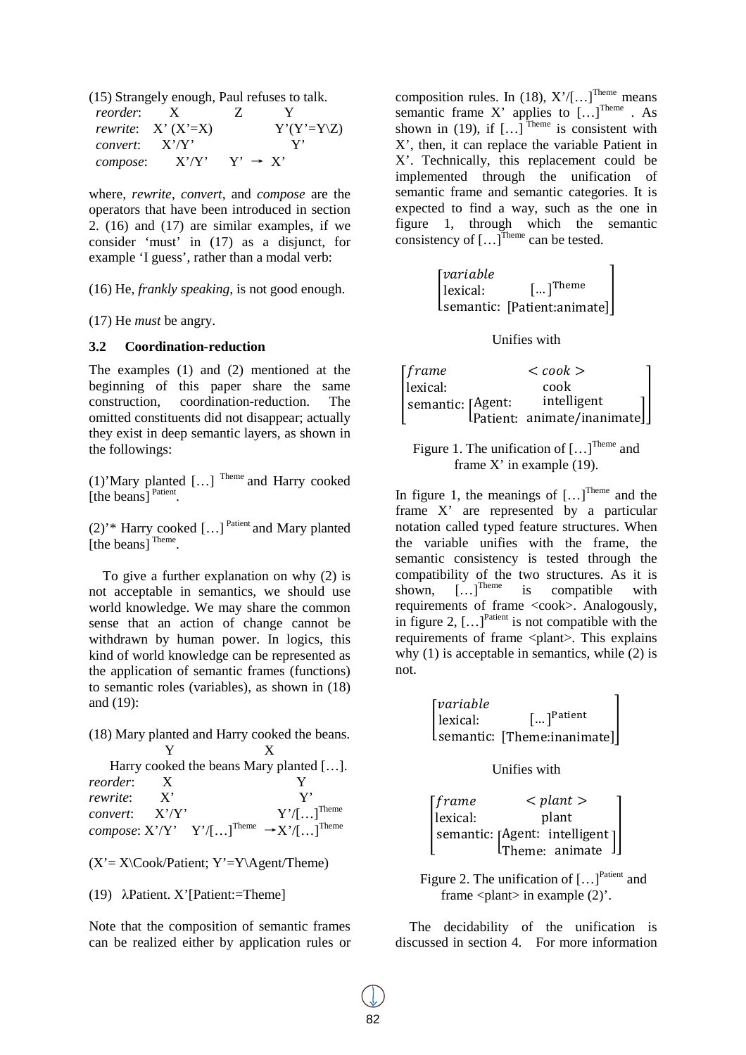(15) Strangely enough, Paul refuses to talk.

```
reorder:   X            Z         Y
rewrite:   X' (X'=X)              Y'(Y'=Y\Z)
convert:   X'/Y'                  Y'
compose:   X'/Y'    Y' → X'
```

where, *rewrite*, *convert*, and *compose* are the operators that have been introduced in section 2. (16) and (17) are similar examples, if we consider 'must' in (17) as a disjunct, for example 'I guess', rather than a modal verb:

(16) He, *frankly speaking*, is not good enough.

(17) He *must* be angry.

### 3.2 Coordination-reduction

The examples (1) and (2) mentioned at the beginning of this paper share the same construction, coordination-reduction. The omitted constituents did not disappear; actually they exist in deep semantic layers, as shown in the followings:

(1)'Mary planted […] [Theme] and Harry cooked [the beans] [Patient].

(2)'* Harry cooked […] [Patient] and Mary planted [the beans] [Theme].

To give a further explanation on why (2) is not acceptable in semantics, we should use world knowledge. We may share the common sense that an action of change cannot be withdrawn by human power. In logics, this kind of world knowledge can be represented as the application of semantic frames (functions) to semantic roles (variables), as shown in (18) and (19):

(18) Mary planted and Harry cooked the beans.

```
            Y                X
   Harry cooked the beans Mary planted […].
reorder:   X                       Y
rewrite:   X'                      Y'
convert:   X'/Y'                   Y'/[…]^Theme
compose:   X'/Y'   Y'/[…]^Theme  → X'/[…]^Theme
```

(X'= X\Cook/Patient; Y'=Y\Agent/Theme)

(19) $\lambda$Patient. X'[Patient:=Theme]

Note that the composition of semantic frames can be realized either by application rules or composition rules. In (18), X'/[…][Theme] means semantic frame X' applies to […][Theme]. As shown in (19), if […][Theme] is consistent with X', then, it can replace the variable Patient in X'. Technically, this replacement could be implemented through the unification of semantic frame and semantic categories. It is expected to find a way, such as the one in figure 1, through which the semantic consistency of […][Theme] can be tested.

$$\begin{bmatrix} variable & \\ \text{lexical:} & [\dots]^{\text{Theme}} \\ \text{semantic:} & [\text{Patient:animate}] \end{bmatrix}$$

Unifies with

$$\begin{bmatrix} frame & <cook> \\ \text{lexical:} & \text{cook} \\ \text{semantic:} & \begin{bmatrix} \text{Agent:} & \text{intelligent} \\ \text{Patient:} & \text{animate/inanimate} \end{bmatrix} \end{bmatrix}$$

Figure 1. The unification of […][Theme] and frame X' in example (19).

In figure 1, the meanings of […][Theme] and the frame X' are represented by a particular notation called typed feature structures. When the variable unifies with the frame, the semantic consistency is tested through the compatibility of the two structures. As it is shown, […][Theme] is compatible with requirements of frame <cook>. Analogously, in figure 2, […][Patient] is not compatible with the requirements of frame <plant>. This explains why (1) is acceptable in semantics, while (2) is not.

$$\begin{bmatrix} variable & \\ \text{lexical:} & [\dots]^{\text{Patient}} \\ \text{semantic:} & [\text{Theme:inanimate}] \end{bmatrix}$$

Unifies with

$$\begin{bmatrix} frame & <plant> \\ \text{lexical:} & \text{plant} \\ \text{semantic:} & \begin{bmatrix} \text{Agent:} & \text{intelligent} \\ \text{Theme:} & \text{animate} \end{bmatrix} \end{bmatrix}$$

Figure 2. The unification of […][Patient] and frame <plant> in example (2)'.

The decidability of the unification is discussed in section 4. For more information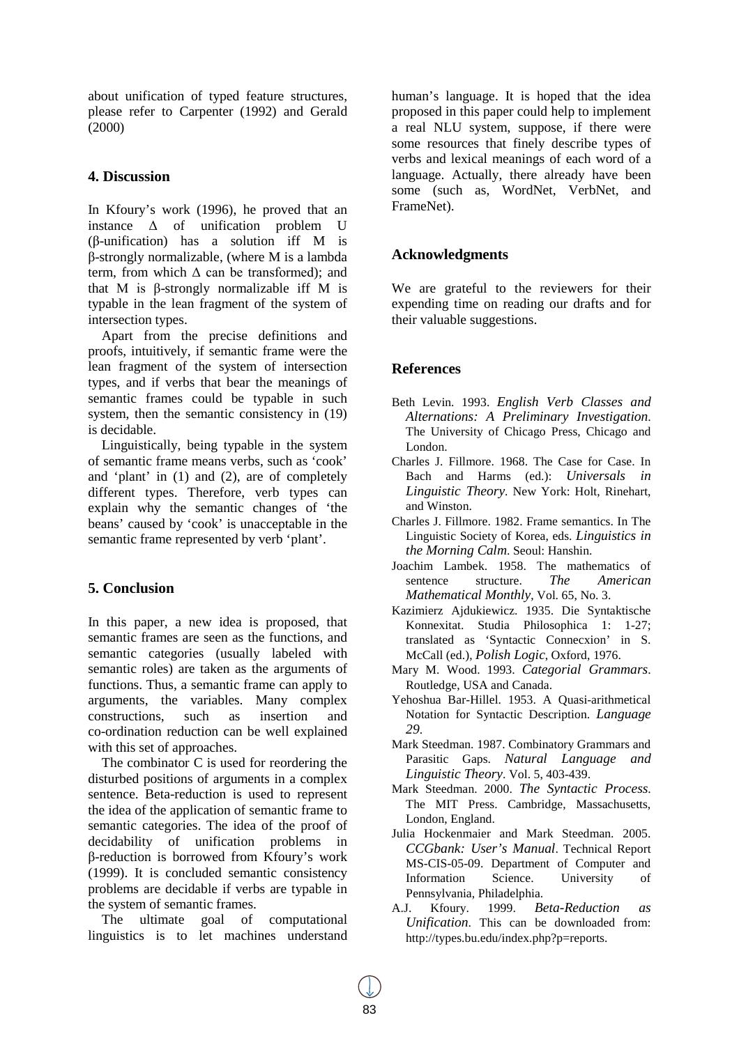about unification of typed feature structures, please refer to Carpenter (1992) and Gerald (2000)

## 4. Discussion

In Kfoury's work (1996), he proved that an instance $\Delta$ of unification problem U ($\beta$-unification) has a solution iff M is $\beta$-strongly normalizable, (where M is a lambda term, from which $\Delta$ can be transformed); and that M is $\beta$-strongly normalizable iff M is typable in the lean fragment of the system of intersection types.

Apart from the precise definitions and proofs, intuitively, if semantic frame were the lean fragment of the system of intersection types, and if verbs that bear the meanings of semantic frames could be typable in such system, then the semantic consistency in (19) is decidable.

Linguistically, being typable in the system of semantic frame means verbs, such as 'cook' and 'plant' in (1) and (2), are of completely different types. Therefore, verb types can explain why the semantic changes of 'the beans' caused by 'cook' is unacceptable in the semantic frame represented by verb 'plant'.

## 5. Conclusion

In this paper, a new idea is proposed, that semantic frames are seen as the functions, and semantic categories (usually labeled with semantic roles) are taken as the arguments of functions. Thus, a semantic frame can apply to arguments, the variables. Many complex constructions, such as insertion and co-ordination reduction can be well explained with this set of approaches.

The combinator C is used for reordering the disturbed positions of arguments in a complex sentence. Beta-reduction is used to represent the idea of the application of semantic frame to semantic categories. The idea of the proof of decidability of unification problems in $\beta$-reduction is borrowed from Kfoury's work (1999). It is concluded semantic consistency problems are decidable if verbs are typable in the system of semantic frames.

The ultimate goal of computational linguistics is to let machines understand human's language. It is hoped that the idea proposed in this paper could help to implement a real NLU system, suppose, if there were some resources that finely describe types of verbs and lexical meanings of each word of a language. Actually, there already have been some (such as, WordNet, VerbNet, and FrameNet).

## Acknowledgments

We are grateful to the reviewers for their expending time on reading our drafts and for their valuable suggestions.

## References

Beth Levin. 1993. *English Verb Classes and Alternations: A Preliminary Investigation*. The University of Chicago Press, Chicago and London.

Charles J. Fillmore. 1968. The Case for Case. In Bach and Harms (ed.): *Universals in Linguistic Theory*. New York: Holt, Rinehart, and Winston.

Charles J. Fillmore. 1982. Frame semantics. In The Linguistic Society of Korea, eds. *Linguistics in the Morning Calm*. Seoul: Hanshin.

Joachim Lambek. 1958. The mathematics of sentence structure. *The American Mathematical Monthly*, Vol. 65, No. 3.

Kazimierz Ajdukiewicz. 1935. Die Syntaktische Konnexitat. Studia Philosophica 1: 1-27; translated as 'Syntactic Connecxion' in S. McCall (ed.), *Polish Logic*, Oxford, 1976.

Mary M. Wood. 1993. *Categorial Grammars*. Routledge, USA and Canada.

Yehoshua Bar-Hillel. 1953. A Quasi-arithmetical Notation for Syntactic Description. *Language 29*.

Mark Steedman. 1987. Combinatory Grammars and Parasitic Gaps. *Natural Language and Linguistic Theory*. Vol. 5, 403-439.

Mark Steedman. 2000. *The Syntactic Process*. The MIT Press. Cambridge, Massachusetts, London, England.

Julia Hockenmaier and Mark Steedman. 2005. *CCGbank: User's Manual*. Technical Report MS-CIS-05-09. Department of Computer and Information Science. University of Pennsylvania, Philadelphia.

A.J. Kfoury. 1999. *Beta-Reduction as Unification*. This can be downloaded from: http://types.bu.edu/index.php?p=reports.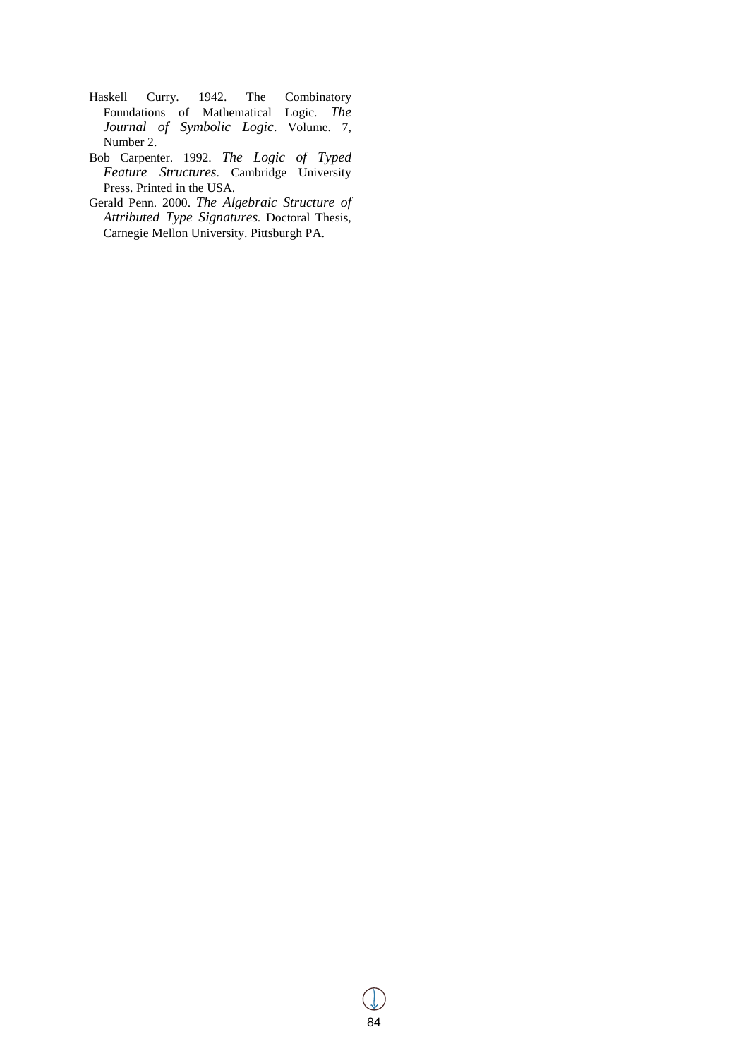Haskell Curry. 1942. The Combinatory Foundations of Mathematical Logic. *The Journal of Symbolic Logic*. Volume. 7, Number 2.

Bob Carpenter. 1992. *The Logic of Typed Feature Structures*. Cambridge University Press. Printed in the USA.

Gerald Penn. 2000. *The Algebraic Structure of Attributed Type Signatures*. Doctoral Thesis, Carnegie Mellon University. Pittsburgh PA.